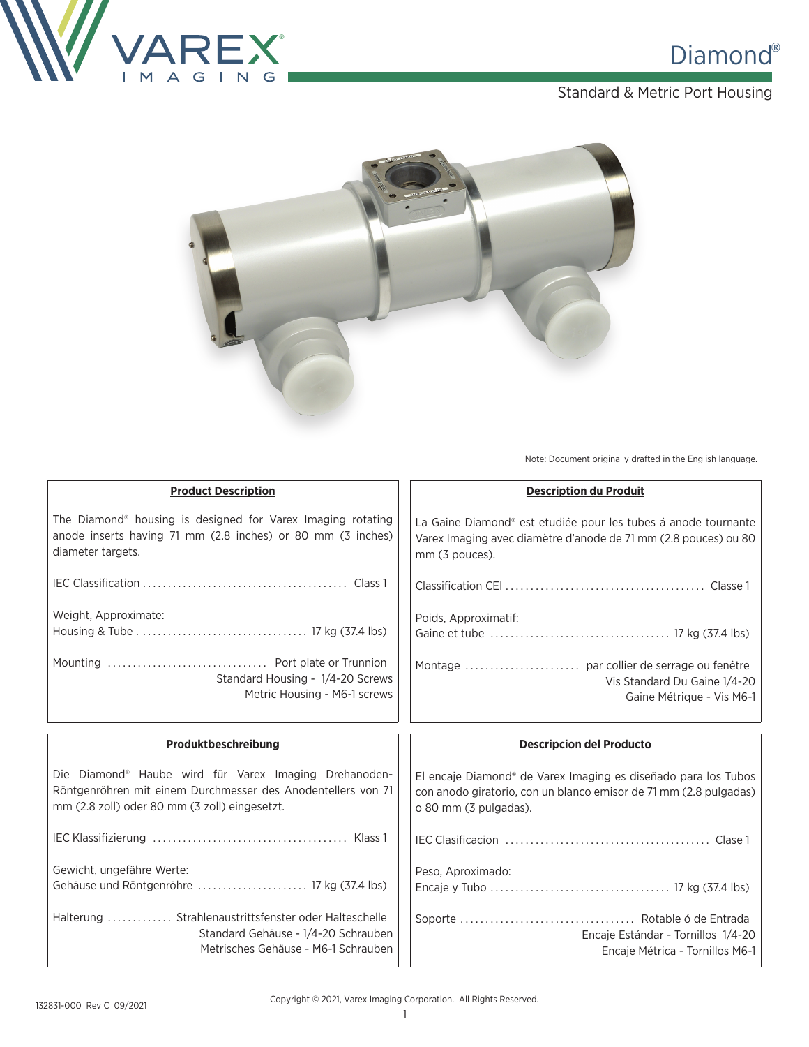# Diamond®

## Standard & Metric Port Housing

Note: Document originally drafted in the English language.

### Product Description

The Diamond® housing is designed for Varex Imaging rotating anode inserts having 71 mm (2.8 inches) or 80 mm (3 inches) diameter targets.

IEC Classification ......................................... Class 1

Weight, Approximate:
Housing & Tube ................................. 17 kg (37.4 lbs)

Mounting ................................ Port plate or Trunnion
Standard Housing - 1/4-20 Screws
Metric Housing - M6-1 screws

### Description du Produit

La Gaine Diamond® est etudiée pour les tubes á anode tournante Varex Imaging avec diamètre d'anode de 71 mm (2.8 pouces) ou 80 mm (3 pouces).

Classification CEI ....................................... Classe 1

Poids, Approximatif:
Gaine et tube ................................... 17 kg (37.4 lbs)

Montage ....................... par collier de serrage ou fenêtre
Vis Standard Du Gaine 1/4-20
Gaine Métrique - Vis M6-1

### Produktbeschreibung

Die Diamond® Haube wird für Varex Imaging Drehanoden-Röntgenröhren mit einem Durchmesser des Anodentellers von 71 mm (2.8 zoll) oder 80 mm (3 zoll) eingesetzt.

IEC Klassifizierung ...................................... Klass 1

Gewicht, ungefähre Werte:
Gehäuse und Röntgenröhre ...................... 17 kg (37.4 lbs)

Halterung ............. Strahlenaustrittsfenster oder Halteschelle
Standard Gehäuse - 1/4-20 Schrauben
Metrisches Gehäuse - M6-1 Schrauben

### Descripcion del Producto

El encaje Diamond® de Varex Imaging es diseñado para los Tubos con anodo giratorio, con un blanco emisor de 71 mm (2.8 pulgadas) o 80 mm (3 pulgadas).

IEC Clasificacion ........................................ Clase 1

Peso, Aproximado:
Encaje y Tubo ................................... 17 kg (37.4 lbs)

Soporte .................................. Rotable ó de Entrada
Encaje Estándar - Tornillos 1/4-20
Encaje Métrica - Tornillos M6-1

132831-000 Rev C 09/2021

Copyright © 2021, Varex Imaging Corporation. All Rights Reserved.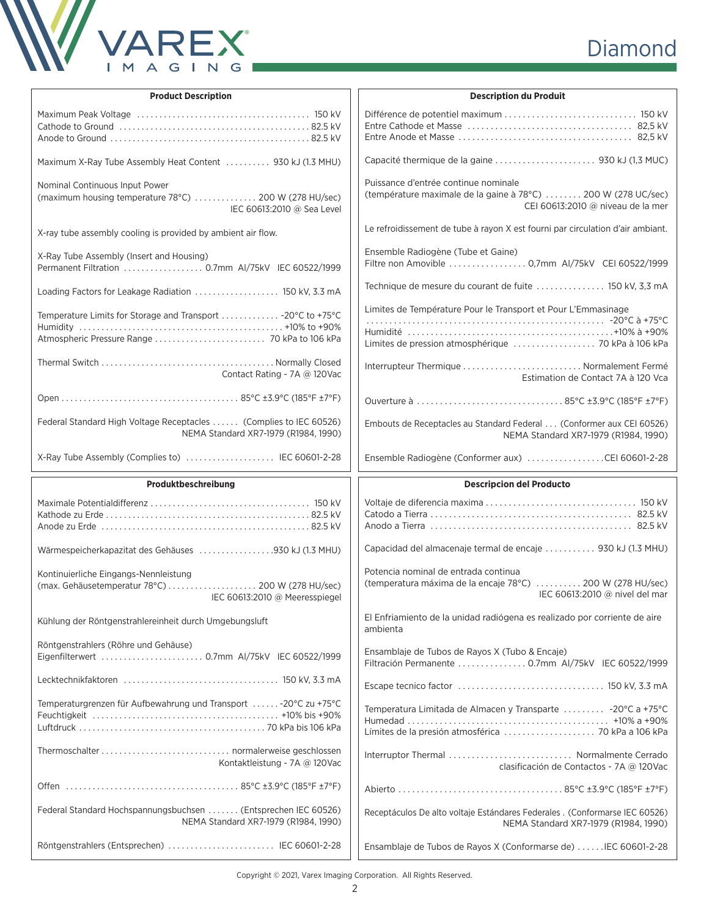## Product Description

Maximum Peak Voltage ........ 150 kV
Cathode to Ground ........ 82.5 kV
Anode to Ground ........ 82.5 kV

Maximum X-Ray Tube Assembly Heat Content ........ 930 kJ (1.3 MHU)

Nominal Continuous Input Power
(maximum housing temperature 78°C) ........ 200 W (278 HU/sec)
IEC 60613:2010 @ Sea Level

X-ray tube assembly cooling is provided by ambient air flow.

X-Ray Tube Assembly (Insert and Housing)
Permanent Filtration ........ 0.7mm Al/75kV IEC 60522/1999

Loading Factors for Leakage Radiation ........ 150 kV, 3.3 mA

Temperature Limits for Storage and Transport ........ -20°C to +75°C
Humidity ........ +10% to +90%
Atmospheric Pressure Range ........ 70 kPa to 106 kPa

Thermal Switch ........ Normally Closed
Contact Rating - 7A @ 120Vac

Open ........ 85°C ±3.9°C (185°F ±7°F)

Federal Standard High Voltage Receptacles ........ (Complies to IEC 60526)
NEMA Standard XR7-1979 (R1984, 1990)

X-Ray Tube Assembly (Complies to) ........ IEC 60601-2-28

## Description du Produit

Différence de potentiel maximum ........ 150 kV
Entre Cathode et Masse ........ 82,5 kV
Entre Anode et Masse ........ 82,5 kV

Capacité thermique de la gaine ........ 930 kJ (1,3 MUC)

Puissance d'entrée continue nominale
(température maximale de la gaine à 78°C) ........ 200 W (278 UC/sec)
CEI 60613:2010 @ niveau de la mer

Le refroidissement de tube à rayon X est fourni par circulation d'air ambiant.

Ensemble Radiogène (Tube et Gaine)
Filtre non Amovible ........ 0,7mm Al/75kV CEI 60522/1999

Technique de mesure du courant de fuite ........ 150 kV, 3,3 mA

Limites de Température Pour le Transport et Pour L'Emmasinage
........ -20°C à +75°C
Humidité ........ +10% à +90%
Limites de pression atmosphérique ........ 70 kPa à 106 kPa

Interrupteur Thermique ........ Normalement Fermé
Estimation de Contact 7A à 120 Vca

Ouverture à ........ 85°C ±3.9°C (185°F ±7°F)

Embouts de Receptacles au Standard Federal ........ (Conformer aux CEI 60526)
NEMA Standard XR7-1979 (R1984, 1990)

Ensemble Radiogène (Conformer aux) ........ CEI 60601-2-28

## Produktbeschreibung

Maximale Potentialdifferenz ........ 150 kV
Kathode zu Erde ........ 82.5 kV
Anode zu Erde ........ 82.5 kV

Wärmespeicherkapazitat des Gehäuses ........ 930 kJ (1.3 MHU)

Kontinuierliche Eingangs-Nennleistung
(max. Gehäusetemperatur 78°C) ........ 200 W (278 HU/sec)
IEC 60613:2010 @ Meeresspiegel

Kühlung der Röntgenstrahlereinheit durch Umgebungsluft

Röntgenstrahlers (Röhre und Gehäuse)
Eigenfilterwert ........ 0.7mm Al/75kV IEC 60522/1999

Lecktechnikfaktoren ........ 150 kV, 3.3 mA

Temperaturgrenzen für Aufbewahrung und Transport ........ -20°C zu +75°C
Feuchtigkeit ........ +10% bis +90%
Luftdruck ........ 70 kPa bis 106 kPa

Thermoschalter ........ normalerweise geschlossen
Kontaktleistung - 7A @ 120Vac

Offen ........ 85°C ±3.9°C (185°F ±7°F)

Federal Standard Hochspannungsbuchsen ........ (Entsprechen IEC 60526)
NEMA Standard XR7-1979 (R1984, 1990)

Röntgenstrahlers (Entsprechen) ........ IEC 60601-2-28

## Descripcion del Producto

Voltaje de diferencia maxima ........ 150 kV
Catodo a Tierra ........ 82.5 kV
Anodo a Tierra ........ 82.5 kV

Capacidad del almacenaje termal de encaje ........ 930 kJ (1.3 MHU)

Potencia nominal de entrada continua
(temperatura máxima de la encaje 78°C) ........ 200 W (278 HU/sec)
IEC 60613:2010 @ nivel del mar

El Enfriamiento de la unidad radiógena es realizado por corriente de aire ambienta

Ensamblaje de Tubos de Rayos X (Tubo & Encaje)
Filtración Permanente ........ 0.7mm Al/75kV IEC 60522/1999

Escape tecnico factor ........ 150 kV, 3.3 mA

Temperatura Limitada de Almacen y Transparte ........ -20°C a +75°C
Humedad ........ +10% a +90%
Límites de la presión atmosférica ........ 70 kPa a 106 kPa

Interruptor Thermal ........ Normalmente Cerrado
clasificación de Contactos - 7A @ 120Vac

Abierto ........ 85°C ±3.9°C (185°F ±7°F)

Receptáculos De alto voltaje Estándares Federales . (Conformarse IEC 60526)
NEMA Standard XR7-1979 (R1984, 1990)

Ensamblaje de Tubos de Rayos X (Conformarse de) ........ IEC 60601-2-28

Copyright © 2021, Varex Imaging Corporation. All Rights Reserved.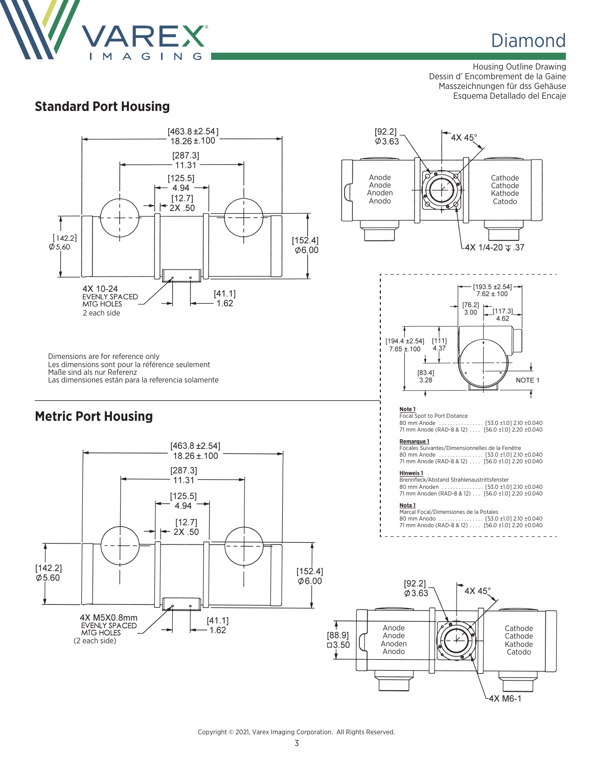# Diamond

Housing Outline Drawing
Dessin d' Encombrement de la Gaine
Masszeichnungen für dss Gehäuse
Esquema Detallado del Encaje

## Standard Port Housing

[463.8 ±2.54] 18.26 ±.100
[287.3] 11.31
[125.5] 4.94
[12.7] 2X .50
[142.2] Ø5.60
[152.4] Ø6.00
4X 10-24 EVENLY SPACED MTG HOLES 2 each side
[41.1] 1.62

[92.2] Ø3.63
4X 45°
Anode Anode Anoden Anodo
Cathode Cathode Kathode Catodo
4X 1/4-20 ⊽ .37

Dimensions are for reference only
Les dimensions sont pour la référence seulement
Maße sind als nur Referenz
Las dimensiones están para la referencia solamente

[193.5 ±2.54] 7.62 ±.100
[76.2] 3.00
[117.3] 4.62
[194.4 ±2.54] 7.65 ±.100
[111] 4.37
[83.4] 3.28
NOTE 1

**Note 1**
Focal Spot to Port Distance
80 mm Anode ................ [53.0 ±1.0] 2.10 ±0.040
71 mm Anode (RAD-8 & 12) .... [56.0 ±1.0] 2.20 ±0.040

**Remarque 1**
Focales Suivantes/Dimensionnelles de la Fenêtre
80 mm Anode ................ [53.0 ±1.0] 2.10 ±0.040
71 mm Anode (RAD-8 & 12) .... [56.0 ±1.0] 2.20 ±0.040

**Hinweis 1**
Brennfleck/Abstand Strahlenaustrittsfenster
80 mm Anoden ............... [53.0 ±1.0] 2.10 ±0.040
71 mm Anoden (RAD-8 & 12) ... [56.0 ±1.0] 2.20 ±0.040

**Nota 1**
Marcal Focal/Dimensiones de la Potales
80 mm Anodo ................ [53.0 ±1.0] 2.10 ±0.040
71 mm Anodo (RAD-8 & 12) .... [56.0 ±1.0] 2.20 ±0.040

## Metric Port Housing

[463.8 ±2.54] 18.26 ±.100
[287.3] 11.31
[125.5] 4.94
[12.7] 2X .50
[142.2] Ø5.60
[152.4] Ø6.00
4X M5X0.8mm EVENLY SPACED MTG HOLES (2 each side)
[41.1] 1.62

[92.2] Ø3.63
4X 45°
[88.9] □3.50
Anode Anode Anoden Anodo
Cathode Cathode Kathode Catodo
4X M6-1

Copyright © 2021, Varex Imaging Corporation. All Rights Reserved.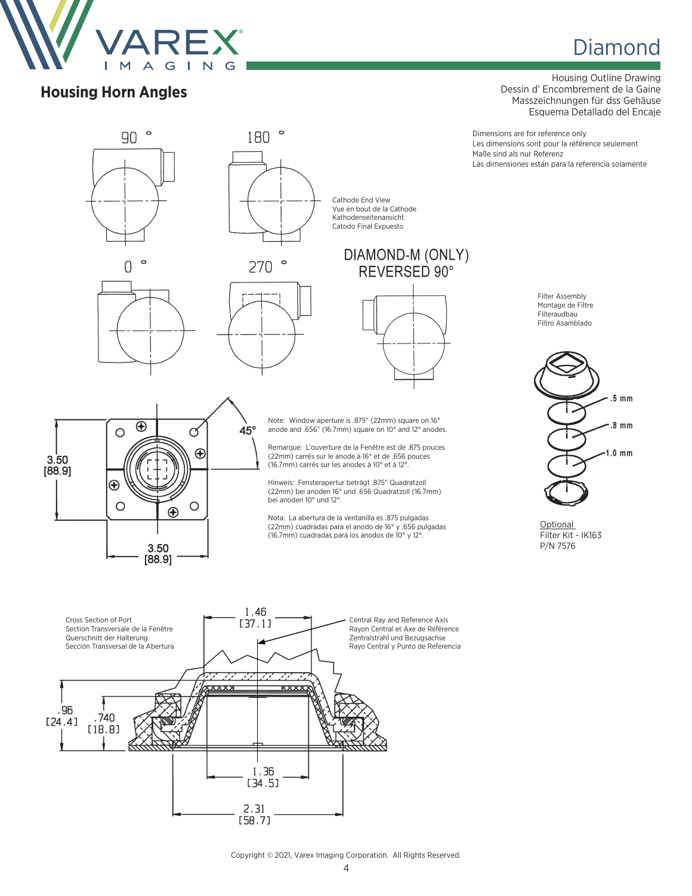# Diamond

## Housing Horn Angles

Housing Outline Drawing
Dessin d' Encombrement de la Gaine
Masszeichnungen für dss Gehäuse
Esquema Detallado del Encaje

Dimensions are for reference only
Les dimensions sont pour la référence seulement
Maße sind als nur Referenz
Las dimensiones están para la referencia solamente

90 ° 180 °

Cathode End View
Vue en bout de la Cathode
Kathodenseitenansicht
Catodo Final Expuesto

0 ° 270 °

DIAMOND-M (ONLY)
REVERSED 90°

Filter Assembly
Montage de Filtre
Filteraudbau
Filtro Asamblado

.5 mm
.8 mm
1.0 mm

Optional
Filter Kit - IK163
P/N 7576

45°

3.50
[88.9]

3.50
[88.9]

Note: Window aperture is .875" (22mm) square on 16° anode and .656" (16.7mm) square on 10° and 12° anodes.

Remarque: L'ouverture de la Fenêtre est de .875 pouces (22mm) carrés sur le anode à 16° et de .656 pouces (16.7mm) carrés sur les anodes à 10° et á 12°.

Hinweis: Fensterapertur beträgt .875" Quadratzoll (22mm) bei anoden 16° und .656 Quadratzoll (16.7mm) bei anoden 10° und 12°.

Nota: La abertura de la ventanilla es .875 pulgadas (22mm) cuadradas para el anodo de 16° y .656 pulgadas (16.7mm) cuadradas para los anodos de 10° y 12°.

Cross Section of Port
Section Transversale de la Fenêtre
Querschnitt der Halterung
Sección Transversal de la Abertura

Central Ray and Reference Axis
Rayon Central et Axe de Référence
Zentralstrahl und Bezugsachse
Rayo Central y Punto de Referencia

1.46
[37.1]

.96
[24.4]

.740
[18.8]

1.36
[34.5]

2.31
[58.7]

Copyright © 2021, Varex Imaging Corporation. All Rights Reserved.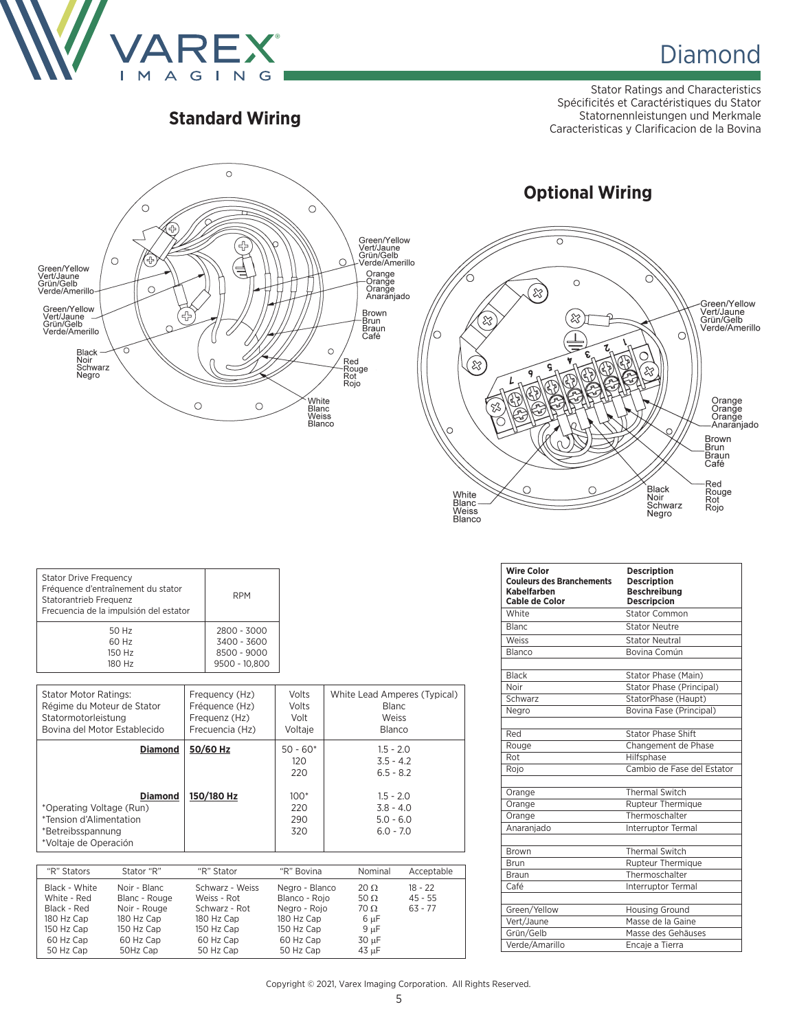# Diamond

Stator Ratings and Characteristics
Spécificités et Caractéristiques du Stator
Statornennleistungen und Merkmale
Caracteristicas y Clarificacion de la Bovina

## Standard Wiring

Green/Yellow
Vert/Jaune
Grün/Gelb
Verde/Amerillo

Green/Yellow
Vert/Jaune
Grün/Gelb
Verde/Amerillo

Black
Noir
Schwarz
Negro

Green/Yellow
Vert/Jaune
Grün/Gelb
Verde/Amerillo

Orange
Orange
Orange
Anaranjado

Brown
Brun
Braun
Café

Red
Rouge
Rot
Rojo

White
Blanc
Weiss
Blanco

## Optional Wiring

Green/Yellow
Vert/Jaune
Grün/Gelb
Verde/Amerillo

Orange
Orange
Orange
Anaranjado

Brown
Brun
Braun
Café

Red
Rouge
Rot
Rojo

Black
Noir
Schwarz
Negro

White
Blanc
Weiss
Blanco

| Stator Drive Frequency<br>Fréquence d'entraînement du stator<br>Statorantrieb Frequenz<br>Frecuencia de la impulsión del estator | RPM |
|---|---|
| 50 Hz<br>60 Hz<br>150 Hz<br>180 Hz | 2800 - 3000<br>3400 - 3600<br>8500 - 9000<br>9500 - 10,800 |

| Stator Motor Ratings:<br>Régime du Moteur de Stator<br>Statormotorleistung<br>Bovina del Motor Establecido | Frequency (Hz)<br>Fréquence (Hz)<br>Frequenz (Hz)<br>Frecuencia (Hz) | Volts<br>Volts<br>Volt<br>Voltaje | White Lead Amperes (Typical)<br>Blanc<br>Weiss<br>Blanco |
|---|---|---|---|
| **Diamond** | **50/60 Hz** | 50 - 60*<br>120<br>220 | 1.5 - 2.0<br>3.5 - 4.2<br>6.5 - 8.2 |
| **Diamond**<br>*Operating Voltage (Run)<br>*Tension d'Alimentation<br>*Betreibsspannung<br>*Voltaje de Operación | **150/180 Hz** | 100*<br>220<br>290<br>320 | 1.5 - 2.0<br>3.8 - 4.0<br>5.0 - 6.0<br>6.0 - 7.0 |

| "R" Stators | Stator "R" | "R" Stator | "R" Bovina | Nominal | Acceptable |
|---|---|---|---|---|---|
| Black - White | Noir - Blanc | Schwarz - Weiss | Negro - Blanco | 20 Ω | 18 - 22 |
| White - Red | Blanc - Rouge | Weiss - Rot | Blanco - Rojo | 50 Ω | 45 - 55 |
| Black - Red | Noir - Rouge | Schwarz - Rot | Negro - Rojo | 70 Ω | 63 - 77 |
| 180 Hz Cap | 180 Hz Cap | 180 Hz Cap | 180 Hz Cap | 6 µF | |
| 150 Hz Cap | 150 Hz Cap | 150 Hz Cap | 150 Hz Cap | 9 µF | |
| 60 Hz Cap | 60 Hz Cap | 60 Hz Cap | 60 Hz Cap | 30 µF | |
| 50 Hz Cap | 50Hz Cap | 50 Hz Cap | 50 Hz Cap | 43 µF | |

| Wire Color<br>Couleurs des Branchements<br>Kabelfarben<br>Cable de Color | Description<br>Description<br>Beschreibung<br>Descripcion |
|---|---|
| White | Stator Common |
| Blanc | Stator Neutre |
| Weiss | Stator Neutral |
| Blanco | Bovina Común |
| | |
| Black | Stator Phase (Main) |
| Noir | Stator Phase (Principal) |
| Schwarz | StatorPhase (Haupt) |
| Negro | Bovina Fase (Principal) |
| | |
| Red | Stator Phase Shift |
| Rouge | Changement de Phase |
| Rot | Hilfsphase |
| Rojo | Cambio de Fase del Estator |
| | |
| Orange | Thermal Switch |
| Orange | Rupteur Thermique |
| Orange | Thermoschalter |
| Anaranjado | Interruptor Termal |
| | |
| Brown | Thermal Switch |
| Brun | Rupteur Thermique |
| Braun | Thermoschalter |
| Café | Interruptor Termal |
| | |
| Green/Yellow | Housing Ground |
| Vert/Jaune | Masse de la Gaine |
| Grün/Gelb | Masse des Gehäuses |
| Verde/Amarillo | Encaje a Tierra |

Copyright © 2021, Varex Imaging Corporation. All Rights Reserved.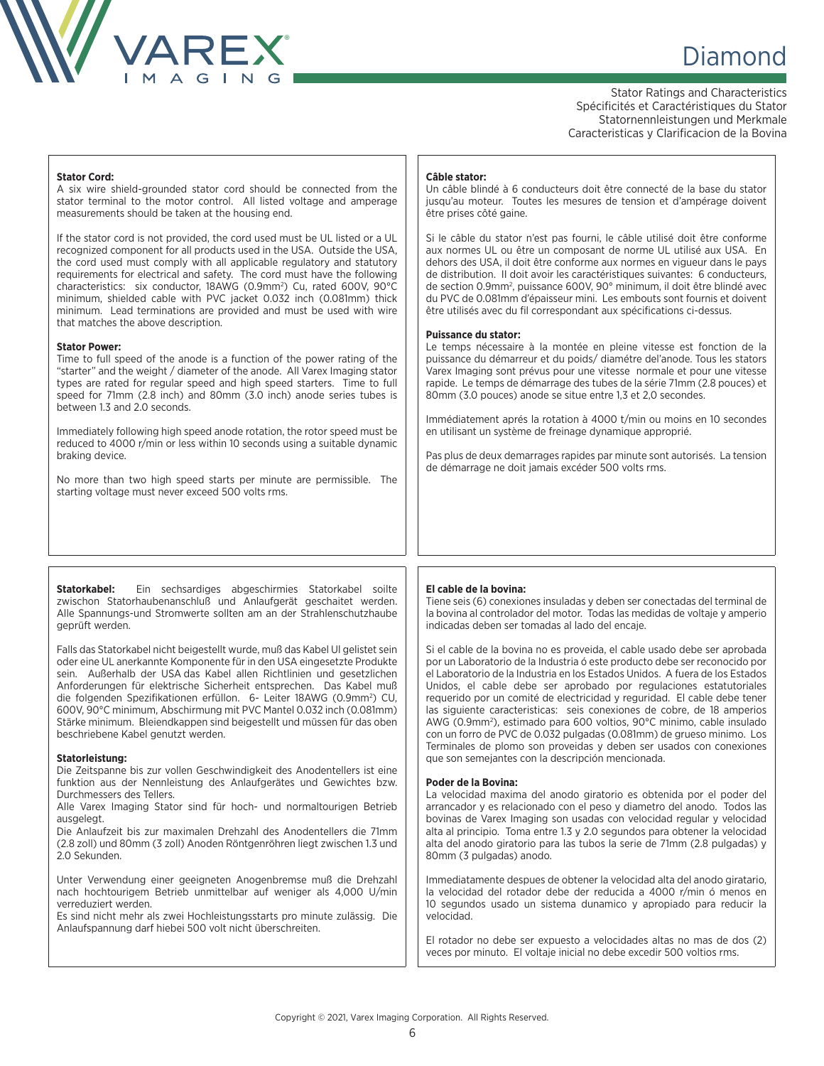# Diamond

Stator Ratings and Characteristics
Spécificités et Caractéristiques du Stator
Statornennleistungen und Merkmale
Caracteristicas y Clarificacion de la Bovina

**Stator Cord:**
A six wire shield-grounded stator cord should be connected from the stator terminal to the motor control. All listed voltage and amperage measurements should be taken at the housing end.

If the stator cord is not provided, the cord used must be UL listed or a UL recognized component for all products used in the USA. Outside the USA, the cord used must comply with all applicable regulatory and statutory requirements for electrical and safety. The cord must have the following characteristics: six conductor, 18AWG (0.9mm²) Cu, rated 600V, 90°C minimum, shielded cable with PVC jacket 0.032 inch (0.081mm) thick minimum. Lead terminations are provided and must be used with wire that matches the above description.

**Stator Power:**
Time to full speed of the anode is a function of the power rating of the "starter" and the weight / diameter of the anode. All Varex Imaging stator types are rated for regular speed and high speed starters. Time to full speed for 71mm (2.8 inch) and 80mm (3.0 inch) anode series tubes is between 1.3 and 2.0 seconds.

Immediately following high speed anode rotation, the rotor speed must be reduced to 4000 r/min or less within 10 seconds using a suitable dynamic braking device.

No more than two high speed starts per minute are permissible. The starting voltage must never exceed 500 volts rms.

**Câble stator:**
Un câble blindé à 6 conducteurs doit être connecté de la base du stator jusqu'au moteur. Toutes les mesures de tension et d'ampérage doivent être prises côté gaine.

Si le câble du stator n'est pas fourni, le câble utilisé doit être conforme aux normes UL ou être un composant de norme UL utilisé aux USA. En dehors des USA, il doit être conforme aux normes en vigueur dans le pays de distribution. Il doit avoir les caractéristiques suivantes: 6 conducteurs, de section 0.9mm², puissance 600V, 90° minimum, il doit être blindé avec du PVC de 0.081mm d'épaisseur mini. Les embouts sont fournis et doivent être utilisés avec du fil correspondant aux spécifications ci-dessus.

**Puissance du stator:**
Le temps nécessaire à la montée en pleine vitesse est fonction de la puissance du démarreur et du poids/ diamétre del'anode. Tous les stators Varex Imaging sont prévus pour une vitesse normale et pour une vitesse rapide. Le temps de démarrage des tubes de la série 71mm (2.8 pouces) et 80mm (3.0 pouces) anode se situe entre 1,3 et 2,0 secondes.

Immédiatement aprés la rotation à 4000 t/min ou moins en 10 secondes en utilisant un système de freinage dynamique approprié.

Pas plus de deux demarrages rapides par minute sont autorisés. La tension de démarrage ne doit jamais excéder 500 volts rms.

**Statorkabel:** Ein sechsardiges abgeschirmies Statorkabel soilte zwischon Statorhaubenanschluß und Anlaufgerät geschaitet werden. Alle Spannungs-und Stromwerte sollten am an der Strahlenschutzhaube geprüft werden.

Falls das Statorkabel nicht beigestellt wurde, muß das Kabel Ul gelistet sein oder eine UL anerkannte Komponente für in den USA eingesetzte Produkte sein. Außerhalb der USA das Kabel allen Richtlinien und gesetzlichen Anforderungen für elektrische Sicherheit entsprechen. Das Kabel muß die folgenden Spezifikationen erfüllon. 6- Leiter 18AWG (0.9mm²) CU, 600V, 90°C minimum, Abschirmung mit PVC Mantel 0.032 inch (0.081mm) Stärke minimum. Bleiendkappen sind beigestellt und müssen für das oben beschriebene Kabel genutzt werden.

**Statorleistung:**
Die Zeitspanne bis zur vollen Geschwindigkeit des Anodentellers ist eine funktion aus der Nennleistung des Anlaufgerätes und Gewichtes bzw. Durchmessers des Tellers.
Alle Varex Imaging Stator sind für hoch- und normaltourigen Betrieb ausgelegt.
Die Anlaufzeit bis zur maximalen Drehzahl des Anodentellers die 71mm (2.8 zoll) und 80mm (3 zoll) Anoden Röntgenröhren liegt zwischen 1.3 und 2.0 Sekunden.

Unter Verwendung einer geeigneten Anogenbremse muß die Drehzahl nach hochtourigem Betrieb unmittelbar auf weniger als 4,000 U/min verreduziert werden.
Es sind nicht mehr als zwei Hochleistungsstarts pro minute zulässig. Die Anlaufspannung darf hiebei 500 volt nicht überschreiten.

**El cable de la bovina:**
Tiene seis (6) conexiones insuladas y deben ser conectadas del terminal de la bovina al controlador del motor. Todas las medidas de voltaje y amperio indicadas deben ser tomadas al lado del encaje.

Si el cable de la bovina no es proveida, el cable usado debe ser aprobada por un Laboratorio de la Industria ó este producto debe ser reconocido por el Laboratorio de la Industria en los Estados Unidos. A fuera de los Estados Unidos, el cable debe ser aprobado por regulaciones estatutoriales requerido por un comité de electricidad y reguridad. El cable debe tener las siguiente caracteristicas: seis conexiones de cobre, de 18 amperios AWG (0.9mm²), estimado para 600 voltios, 90°C minimo, cable insulado con un forro de PVC de 0.032 pulgadas (0.081mm) de grueso minimo. Los Terminales de plomo son proveidas y deben ser usados con conexiones que son semejantes con la descripción mencionada.

**Poder de la Bovina:**
La velocidad maxima del anodo giratorio es obtenida por el poder del arrancador y es relacionado con el peso y diametro del anodo. Todos las bovinas de Varex Imaging son usadas con velocidad regular y velocidad alta al principio. Toma entre 1.3 y 2.0 segundos para obtener la velocidad alta del anodo giratorio para las tubos la serie de 71mm (2.8 pulgadas) y 80mm (3 pulgadas) anodo.

Immediatamente despues de obtener la velocidad alta del anodo giratario, la velocidad del rotador debe der reducida a 4000 r/min ó menos en 10 segundos usado un sistema dunamico y apropiado para reducir la velocidad.

El rotador no debe ser expuesto a velocidades altas no mas de dos (2) veces por minuto. El voltaje inicial no debe excedir 500 voltios rms.

Copyright © 2021, Varex Imaging Corporation. All Rights Reserved.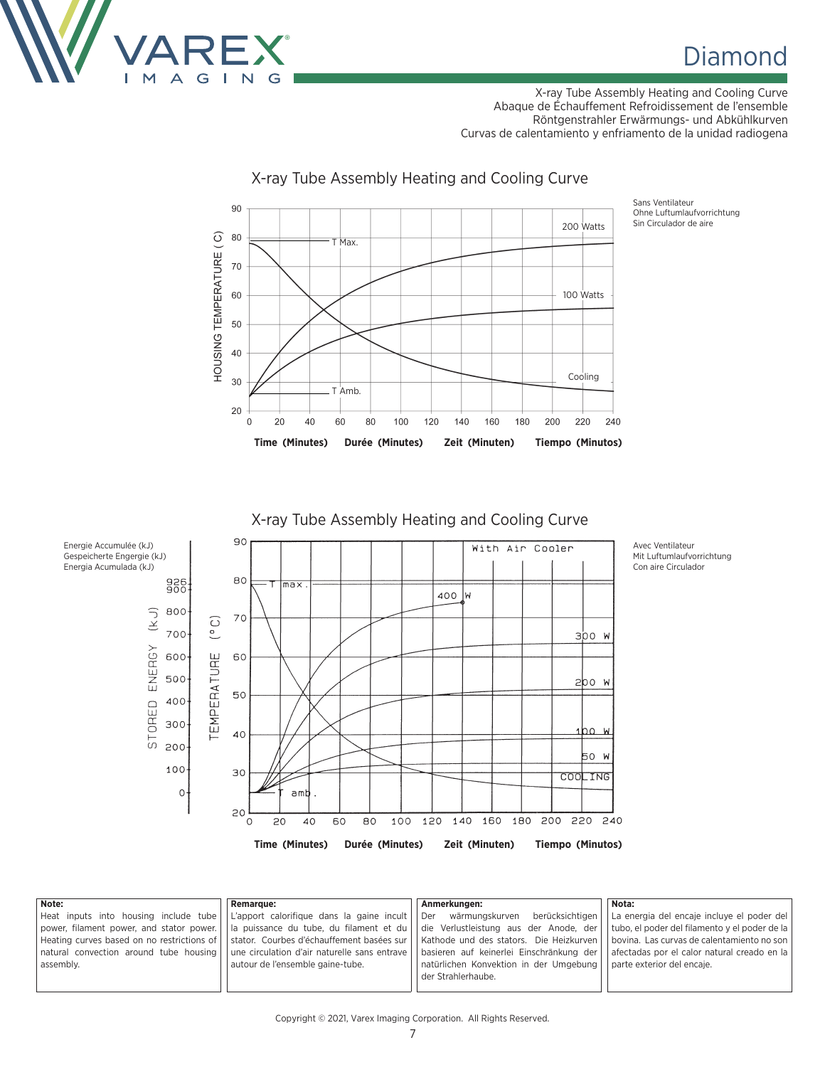X-ray Tube Assembly Heating and Cooling Curve
Abaque de Échauffement Refroidissement de l'ensemble
Röntgenstrahler Erwärmungs- und Abkühlkurven
Curvas de calentamiento y enfriamento de la unidad radiogena

## X-ray Tube Assembly Heating and Cooling Curve

Sans Ventilateur
Ohne Luftumlaufvorrichtung
Sin Circulador de aire

HOUSING TEMPERATURE ( C)

T Max. — T Amb. — 200 Watts — 100 Watts — Cooling

**Time (Minutes)** **Durée (Minutes)** **Zeit (Minuten)** **Tiempo (Minutos)**

## X-ray Tube Assembly Heating and Cooling Curve

Avec Ventilateur
Mit Luftumlaufvorrichtung
Con aire Circulador

Energie Accumulée (kJ)
Gespeicherte Engergie (kJ)
Energia Acumulada (kJ)

STORED ENERGY (kJ) — TEMPERATURE (°C)

With Air Cooler — T max. — T amb. — 400 W — 300 W — 200 W — 100 W — 50 W — COOLING

**Time (Minutes)** **Durée (Minutes)** **Zeit (Minuten)** **Tiempo (Minutos)**

| Note: | Remarque: | Anmerkungen: | Nota: |
|---|---|---|---|
| Heat inputs into housing include tube power, filament power, and stator power. Heating curves based on no restrictions of natural convection around tube housing assembly. | L'apport calorifique dans la gaine incult la puissance du tube, du filament et du stator. Courbes d'échauffement basées sur une circulation d'air naturelle sans entrave autour de l'ensemble gaine-tube. | Der wärmungskurven berücksichtigen die Verlustleistung aus der Anode, der Kathode und des stators. Die Heizkurven basieren auf keinerlei Einschränkung der natürlichen Konvektion in der Umgebung der Strahlerhaube. | La energia del encaje incluye el poder del tubo, el poder del filamento y el poder de la bovina. Las curvas de calentamiento no son afectadas por el calor natural creado en la parte exterior del encaje. |

Copyright © 2021, Varex Imaging Corporation. All Rights Reserved.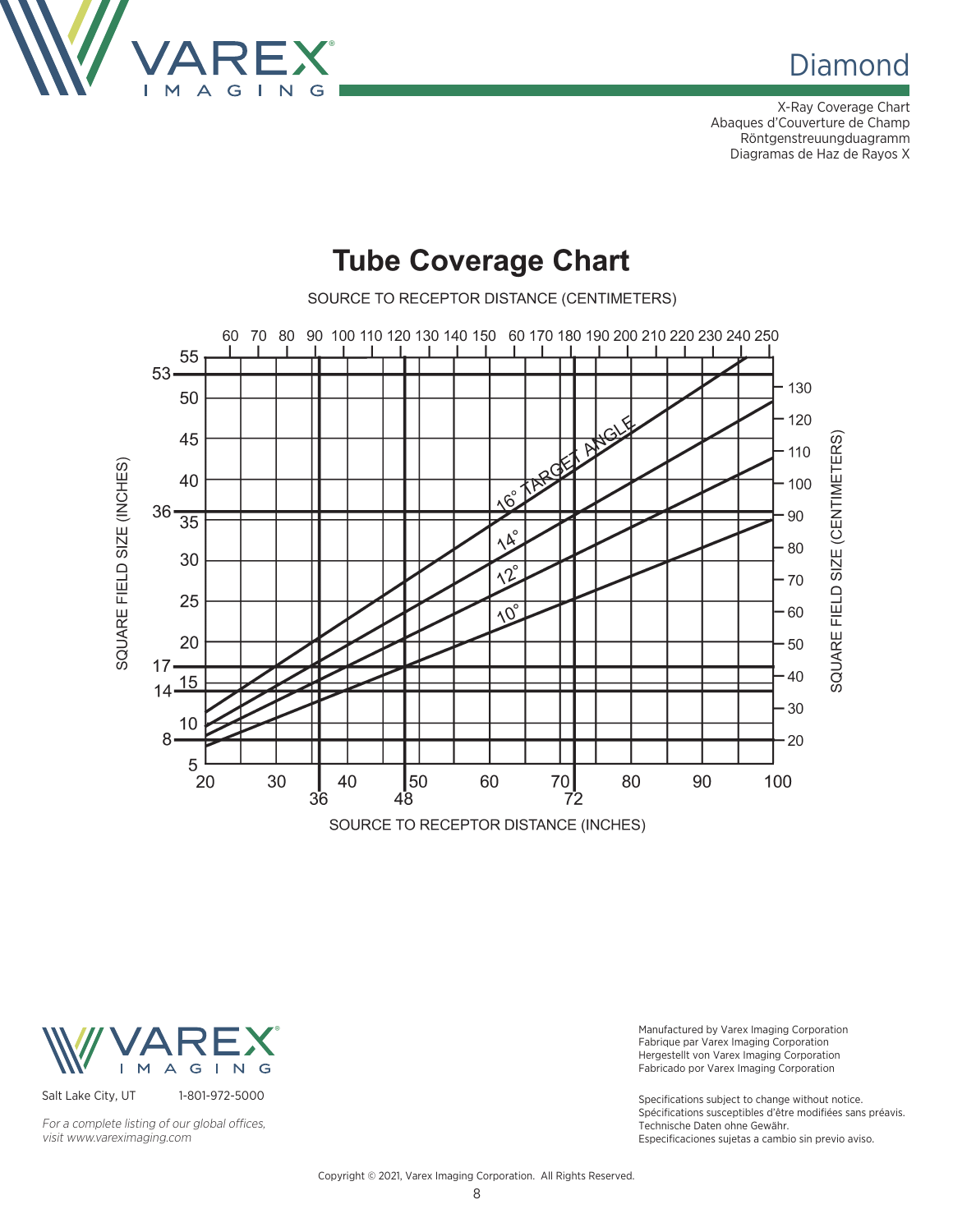# Diamond

X-Ray Coverage Chart
Abaques d'Couverture de Champ
Röntgenstreuungduagramm
Diagramas de Haz de Rayos X

## Tube Coverage Chart

SOURCE TO RECEPTOR DISTANCE (CENTIMETERS)

60 70 80 90 100 110 120 130 140 150 60 170 180 190 200 210 220 230 240 250

SQUARE FIELD SIZE (INCHES)

55
53
50
45
40
36
35
30
25
20
17
15
14
10
8
5

SQUARE FIELD SIZE (CENTIMETERS)

130
120
110
100
90
80
70
60
50
40
30
20

16° TARGET ANGLE
14°
12°
10°

20 30 36 40 48 50 60 70 72 80 90 100

SOURCE TO RECEPTOR DISTANCE (INCHES)

Salt Lake City, UT 1-801-972-5000

*For a complete listing of our global offices, visit www.vareximaging.com*

Manufactured by Varex Imaging Corporation
Fabrique par Varex Imaging Corporation
Hergestellt von Varex Imaging Corporation
Fabricado por Varex Imaging Corporation

Specifications subject to change without notice.
Spécifications susceptibles d'être modifiées sans préavis.
Technische Daten ohne Gewähr.
Especificaciones sujetas a cambio sin previo aviso.

Copyright © 2021, Varex Imaging Corporation. All Rights Reserved.